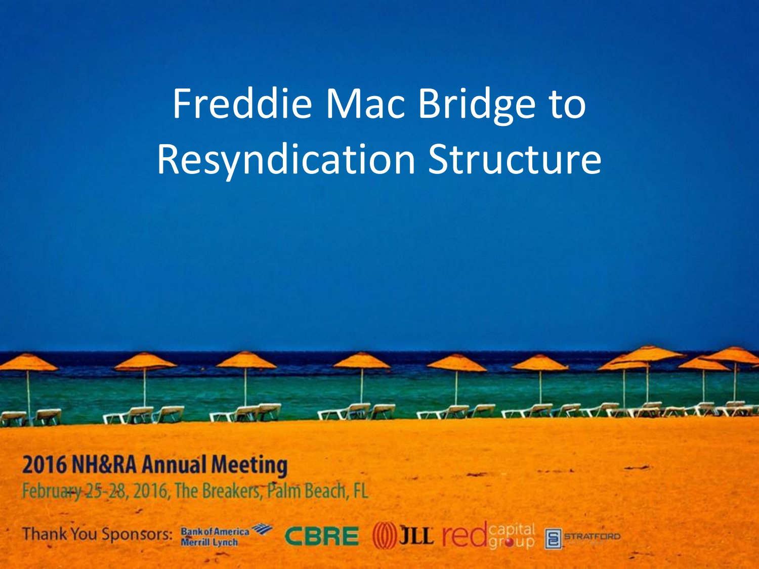# Freddie Mac Bridge to Resyndication Structure

**2016 NH&RA Annual Meeting**

February 25-28, 2016, The Breakers, Palm Beach, FL

Thank You Sponsors: Bank of America Merrill Lynch, CBRE, JLL, red capital group, Stratford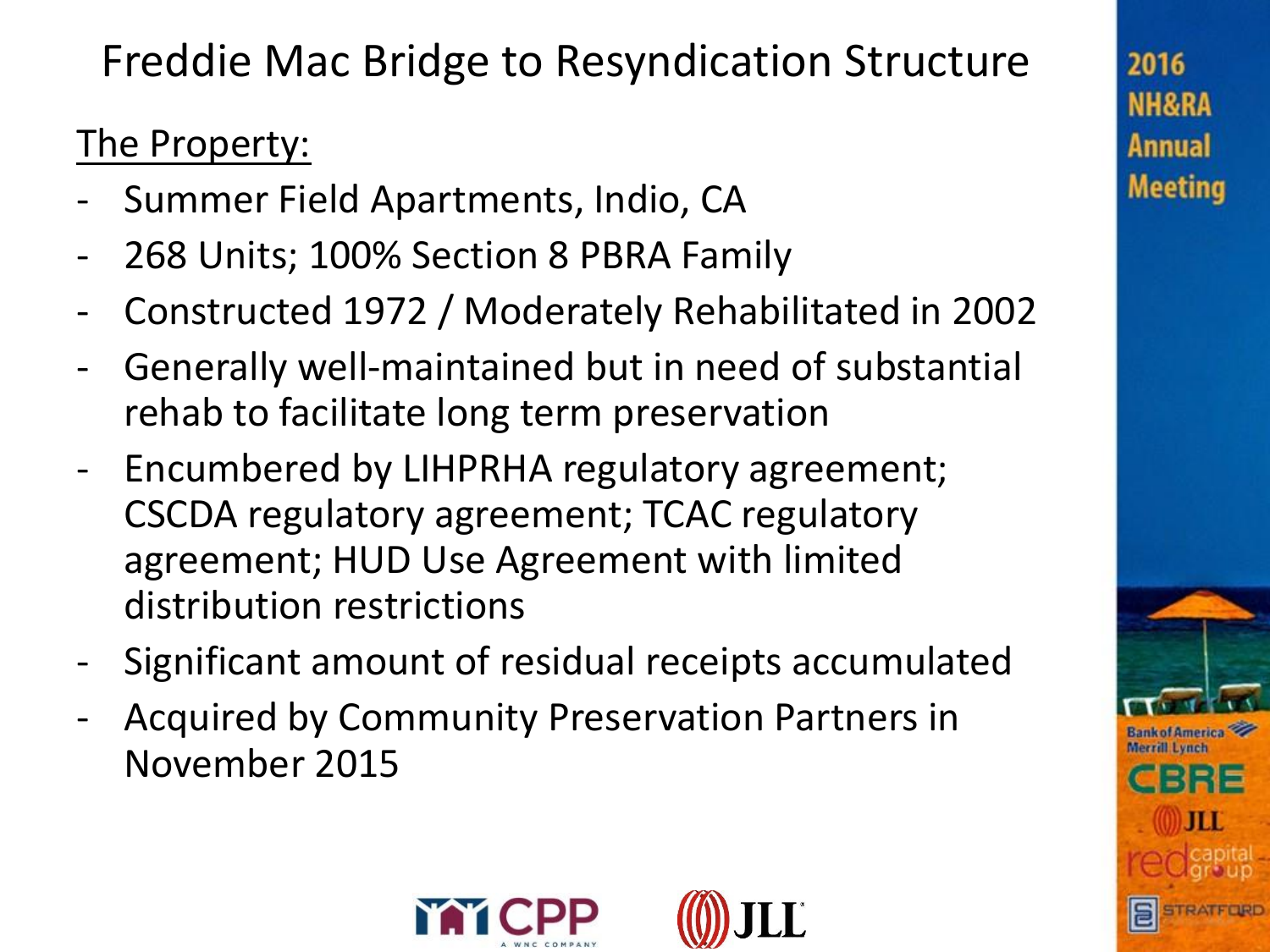# Freddie Mac Bridge to Resyndication Structure

The Property:

- Summer Field Apartments, Indio, CA
- 268 Units; 100% Section 8 PBRA Family
- Constructed 1972 / Moderately Rehabilitated in 2002
- Generally well-maintained but in need of substantial rehab to facilitate long term preservation
- Encumbered by LIHPRHA regulatory agreement; CSCDA regulatory agreement; TCAC regulatory agreement; HUD Use Agreement with limited distribution restrictions
- Significant amount of residual receipts accumulated
- Acquired by Community Preservation Partners in November 2015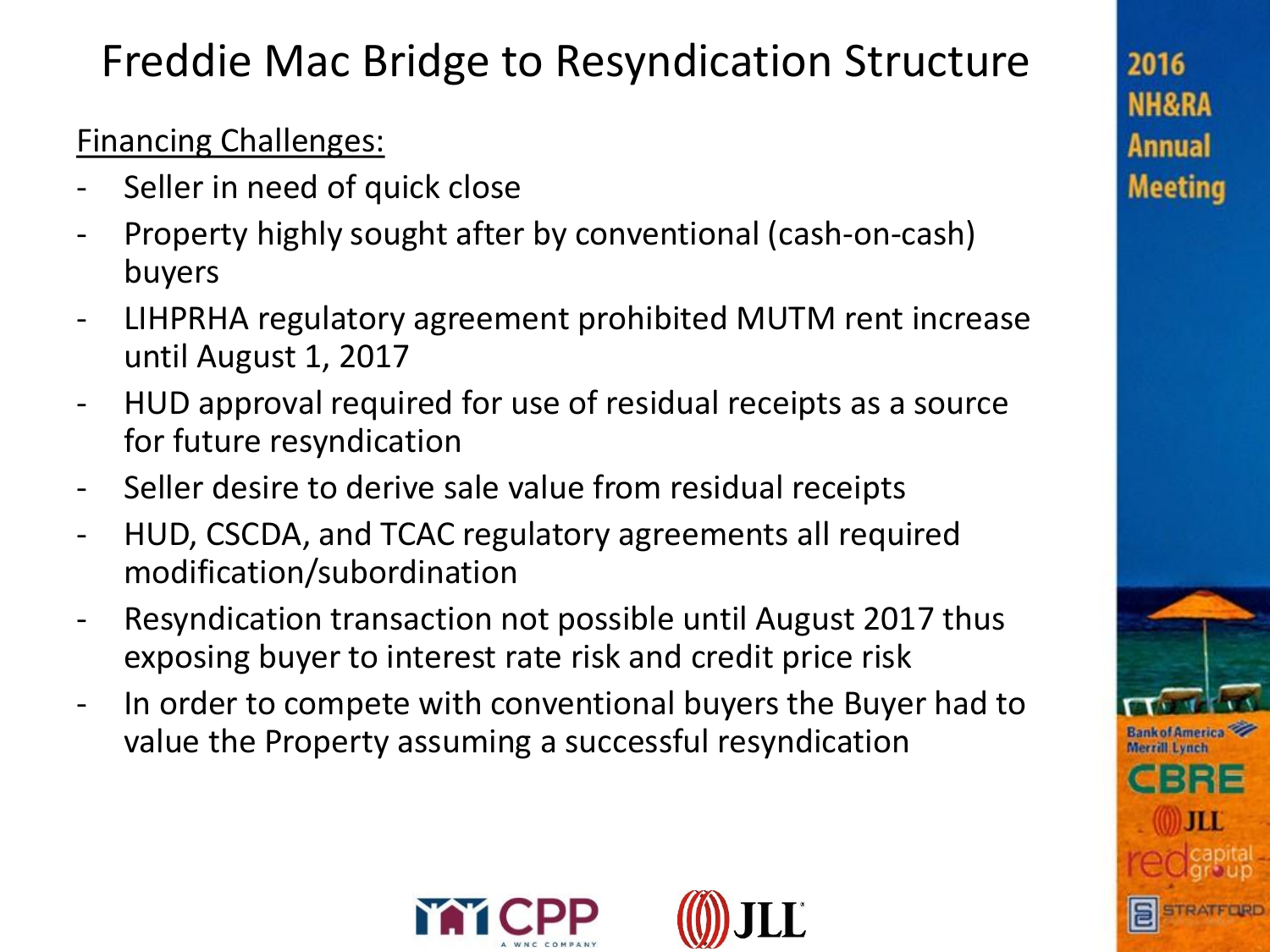# Freddie Mac Bridge to Resyndication Structure

Financing Challenges:

- Seller in need of quick close
- Property highly sought after by conventional (cash-on-cash) buyers
- LIHPRHA regulatory agreement prohibited MUTM rent increase until August 1, 2017
- HUD approval required for use of residual receipts as a source for future resyndication
- Seller desire to derive sale value from residual receipts
- HUD, CSCDA, and TCAC regulatory agreements all required modification/subordination
- Resyndication transaction not possible until August 2017 thus exposing buyer to interest rate risk and credit price risk
- In order to compete with conventional buyers the Buyer had to value the Property assuming a successful resyndication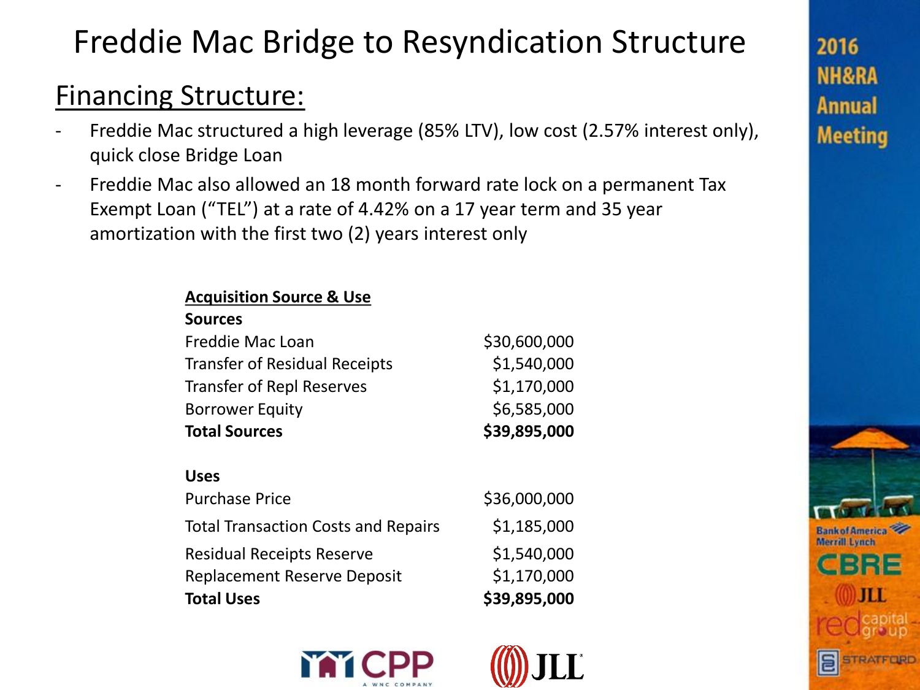# Freddie Mac Bridge to Resyndication Structure

## Financing Structure:

- Freddie Mac structured a high leverage (85% LTV), low cost (2.57% interest only), quick close Bridge Loan
- Freddie Mac also allowed an 18 month forward rate lock on a permanent Tax Exempt Loan ("TEL") at a rate of 4.42% on a 17 year term and 35 year amortization with the first two (2) years interest only

**Acquisition Source & Use**

| **Sources** | |
|---|---|
| Freddie Mac Loan | $30,600,000 |
| Transfer of Residual Receipts | $1,540,000 |
| Transfer of Repl Reserves | $1,170,000 |
| Borrower Equity | $6,585,000 |
| **Total Sources** | **$39,895,000** |

| **Uses** | |
|---|---|
| Purchase Price | $36,000,000 |
| Total Transaction Costs and Repairs | $1,185,000 |
| Residual Receipts Reserve | $1,540,000 |
| Replacement Reserve Deposit | $1,170,000 |
| **Total Uses** | **$39,895,000** |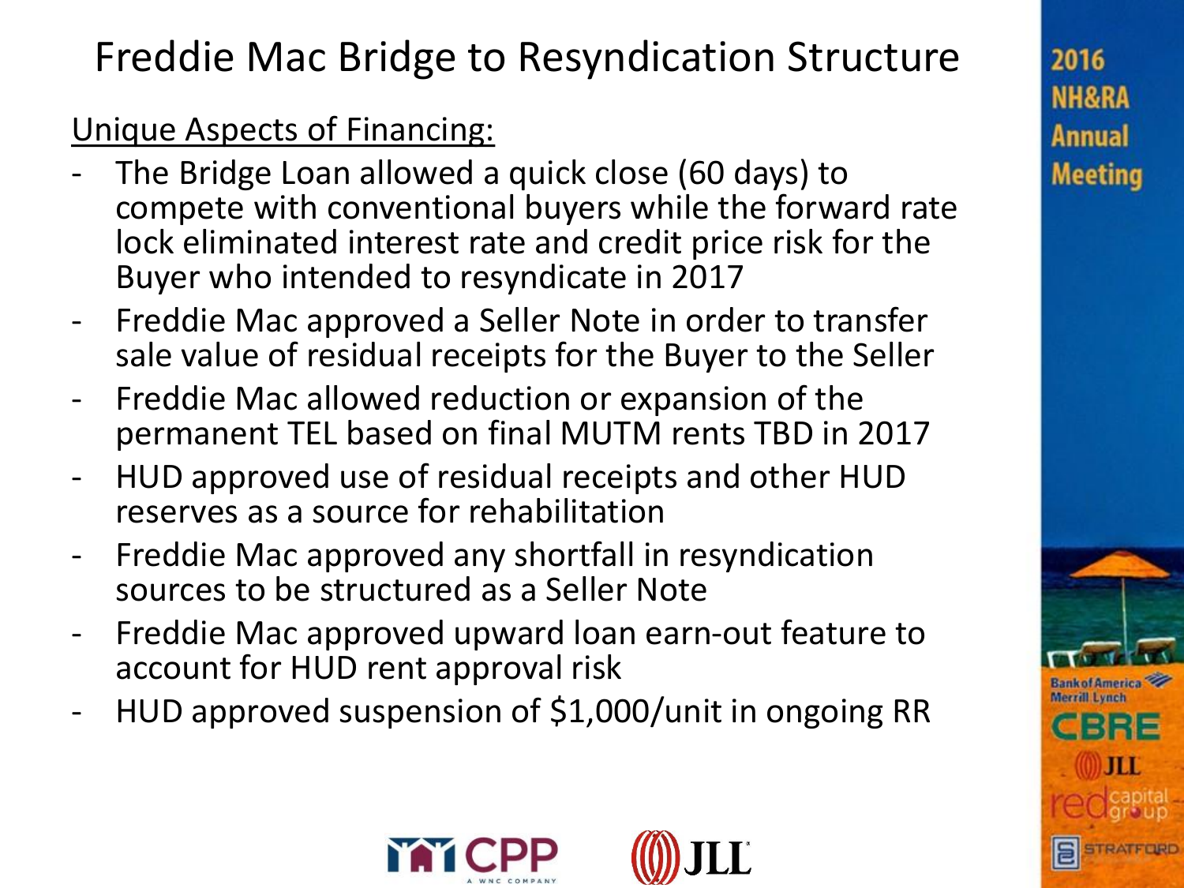# Freddie Mac Bridge to Resyndication Structure

Unique Aspects of Financing:

- The Bridge Loan allowed a quick close (60 days) to compete with conventional buyers while the forward rate lock eliminated interest rate and credit price risk for the Buyer who intended to resyndicate in 2017
- Freddie Mac approved a Seller Note in order to transfer sale value of residual receipts for the Buyer to the Seller
- Freddie Mac allowed reduction or expansion of the permanent TEL based on final MUTM rents TBD in 2017
- HUD approved use of residual receipts and other HUD reserves as a source for rehabilitation
- Freddie Mac approved any shortfall in resyndication sources to be structured as a Seller Note
- Freddie Mac approved upward loan earn-out feature to account for HUD rent approval risk
- HUD approved suspension of $1,000/unit in ongoing RR